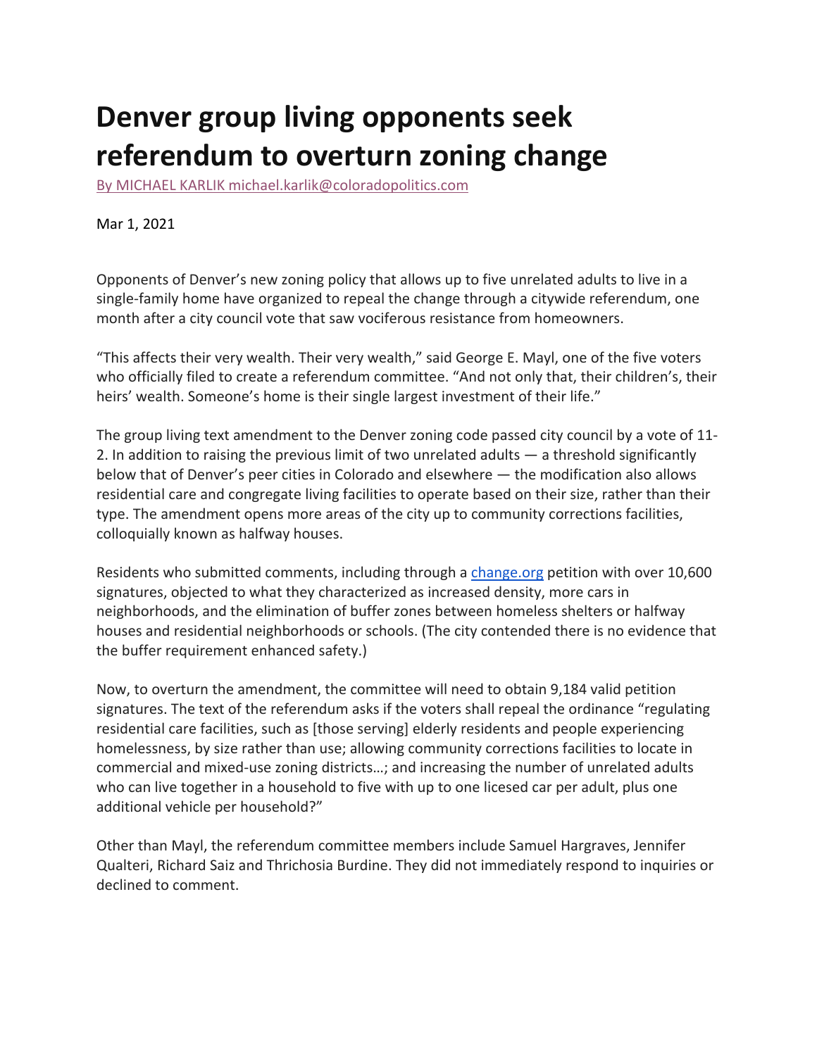# Denver group living opponents seek referendum to overturn zoning change

[By MICHAEL KARLIK michael.karlik@coloradopolitics.com]

Mar 1, 2021

Opponents of Denver's new zoning policy that allows up to five unrelated adults to live in a single-family home have organized to repeal the change through a citywide referendum, one month after a city council vote that saw vociferous resistance from homeowners.

"This affects their very wealth. Their very wealth," said George E. Mayl, one of the five voters who officially filed to create a referendum committee. "And not only that, their children's, their heirs' wealth. Someone's home is their single largest investment of their life."

The group living text amendment to the Denver zoning code passed city council by a vote of 11-2. In addition to raising the previous limit of two unrelated adults — a threshold significantly below that of Denver's peer cities in Colorado and elsewhere — the modification also allows residential care and congregate living facilities to operate based on their size, rather than their type. The amendment opens more areas of the city up to community corrections facilities, colloquially known as halfway houses.

Residents who submitted comments, including through a [change.org] petition with over 10,600 signatures, objected to what they characterized as increased density, more cars in neighborhoods, and the elimination of buffer zones between homeless shelters or halfway houses and residential neighborhoods or schools. (The city contended there is no evidence that the buffer requirement enhanced safety.)

Now, to overturn the amendment, the committee will need to obtain 9,184 valid petition signatures. The text of the referendum asks if the voters shall repeal the ordinance "regulating residential care facilities, such as [those serving] elderly residents and people experiencing homelessness, by size rather than use; allowing community corrections facilities to locate in commercial and mixed-use zoning districts…; and increasing the number of unrelated adults who can live together in a household to five with up to one licesed car per adult, plus one additional vehicle per household?"

Other than Mayl, the referendum committee members include Samuel Hargraves, Jennifer Qualteri, Richard Saiz and Thrichosia Burdine. They did not immediately respond to inquiries or declined to comment.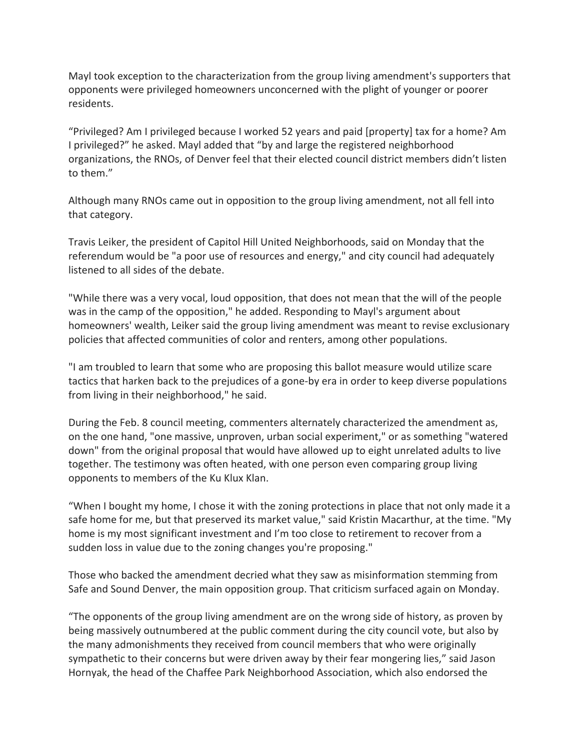Mayl took exception to the characterization from the group living amendment's supporters that opponents were privileged homeowners unconcerned with the plight of younger or poorer residents.

“Privileged? Am I privileged because I worked 52 years and paid [property] tax for a home? Am I privileged?” he asked. Mayl added that “by and large the registered neighborhood organizations, the RNOs, of Denver feel that their elected council district members didn’t listen to them.”

Although many RNOs came out in opposition to the group living amendment, not all fell into that category.

Travis Leiker, the president of Capitol Hill United Neighborhoods, said on Monday that the referendum would be "a poor use of resources and energy," and city council had adequately listened to all sides of the debate.

"While there was a very vocal, loud opposition, that does not mean that the will of the people was in the camp of the opposition," he added. Responding to Mayl's argument about homeowners' wealth, Leiker said the group living amendment was meant to revise exclusionary policies that affected communities of color and renters, among other populations.

"I am troubled to learn that some who are proposing this ballot measure would utilize scare tactics that harken back to the prejudices of a gone-by era in order to keep diverse populations from living in their neighborhood," he said.

During the Feb. 8 council meeting, commenters alternately characterized the amendment as, on the one hand, "one massive, unproven, urban social experiment," or as something "watered down" from the original proposal that would have allowed up to eight unrelated adults to live together. The testimony was often heated, with one person even comparing group living opponents to members of the Ku Klux Klan.

“When I bought my home, I chose it with the zoning protections in place that not only made it a safe home for me, but that preserved its market value," said Kristin Macarthur, at the time. "My home is my most significant investment and I’m too close to retirement to recover from a sudden loss in value due to the zoning changes you're proposing."

Those who backed the amendment decried what they saw as misinformation stemming from Safe and Sound Denver, the main opposition group. That criticism surfaced again on Monday.

“The opponents of the group living amendment are on the wrong side of history, as proven by being massively outnumbered at the public comment during the city council vote, but also by the many admonishments they received from council members that who were originally sympathetic to their concerns but were driven away by their fear mongering lies,” said Jason Hornyak, the head of the Chaffee Park Neighborhood Association, which also endorsed the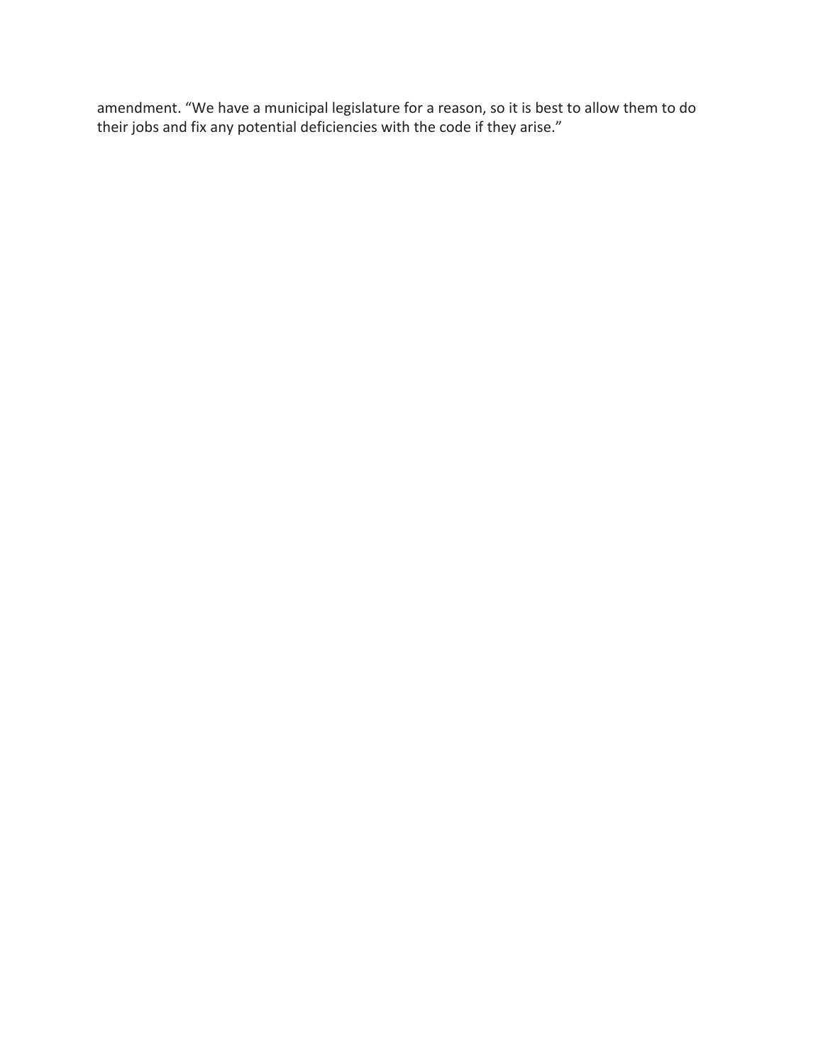amendment. “We have a municipal legislature for a reason, so it is best to allow them to do their jobs and fix any potential deficiencies with the code if they arise.”